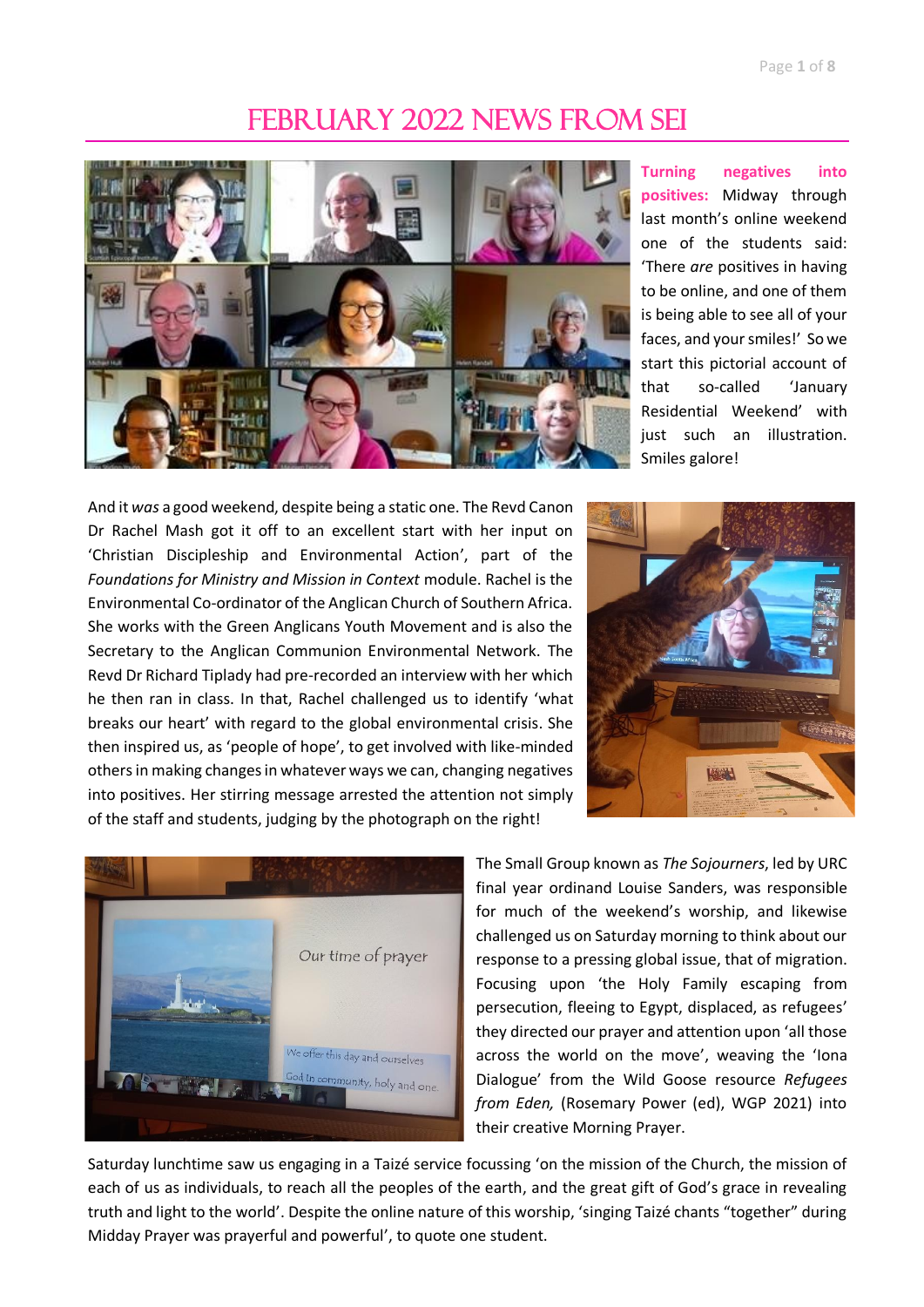# FEBRUARY 2022 NEWS FROM SEI

**Turning negatives into positives:** Midway through last month's online weekend one of the students said: 'There *are* positives in having to be online, and one of them is being able to see all of your faces, and your smiles!' So we start this pictorial account of that so-called 'January Residential Weekend' with just such an illustration. Smiles galore!

And it *was* a good weekend, despite being a static one. The Revd Canon Dr Rachel Mash got it off to an excellent start with her input on 'Christian Discipleship and Environmental Action', part of the *Foundations for Ministry and Mission in Context* module. Rachel is the Environmental Co-ordinator of the Anglican Church of Southern Africa. She works with the Green Anglicans Youth Movement and is also the Secretary to the Anglican Communion Environmental Network. The Revd Dr Richard Tiplady had pre-recorded an interview with her which he then ran in class. In that, Rachel challenged us to identify 'what breaks our heart' with regard to the global environmental crisis. She then inspired us, as 'people of hope', to get involved with like-minded others in making changes in whatever ways we can, changing negatives into positives. Her stirring message arrested the attention not simply of the staff and students, judging by the photograph on the right!

The Small Group known as *The Sojourners*, led by URC final year ordinand Louise Sanders, was responsible for much of the weekend's worship, and likewise challenged us on Saturday morning to think about our response to a pressing global issue, that of migration. Focusing upon 'the Holy Family escaping from persecution, fleeing to Egypt, displaced, as refugees' they directed our prayer and attention upon 'all those across the world on the move', weaving the 'Iona Dialogue' from the Wild Goose resource *Refugees from Eden,* (Rosemary Power (ed), WGP 2021) into their creative Morning Prayer.

Saturday lunchtime saw us engaging in a Taizé service focussing 'on the mission of the Church, the mission of each of us as individuals, to reach all the peoples of the earth, and the great gift of God's grace in revealing truth and light to the world'. Despite the online nature of this worship, 'singing Taizé chants "together" during Midday Prayer was prayerful and powerful', to quote one student.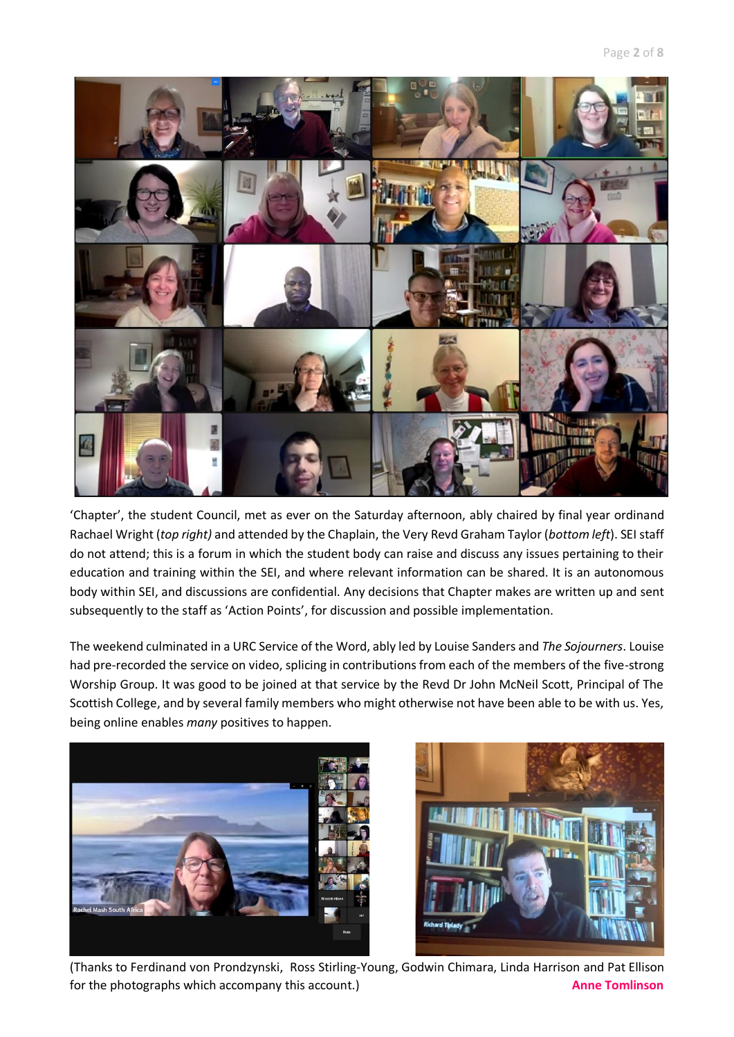'Chapter', the student Council, met as ever on the Saturday afternoon, ably chaired by final year ordinand Rachael Wright (*top right)* and attended by the Chaplain, the Very Revd Graham Taylor (*bottom left*). SEI staff do not attend; this is a forum in which the student body can raise and discuss any issues pertaining to their education and training within the SEI, and where relevant information can be shared. It is an autonomous body within SEI, and discussions are confidential. Any decisions that Chapter makes are written up and sent subsequently to the staff as 'Action Points', for discussion and possible implementation.

The weekend culminated in a URC Service of the Word, ably led by Louise Sanders and *The Sojourners*. Louise had pre-recorded the service on video, splicing in contributions from each of the members of the five-strong Worship Group. It was good to be joined at that service by the Revd Dr John McNeil Scott, Principal of The Scottish College, and by several family members who might otherwise not have been able to be with us. Yes, being online enables *many* positives to happen.

(Thanks to Ferdinand von Prondzynski, Ross Stirling-Young, Godwin Chimara, Linda Harrison and Pat Ellison for the photographs which accompany this account.)

**Anne Tomlinson**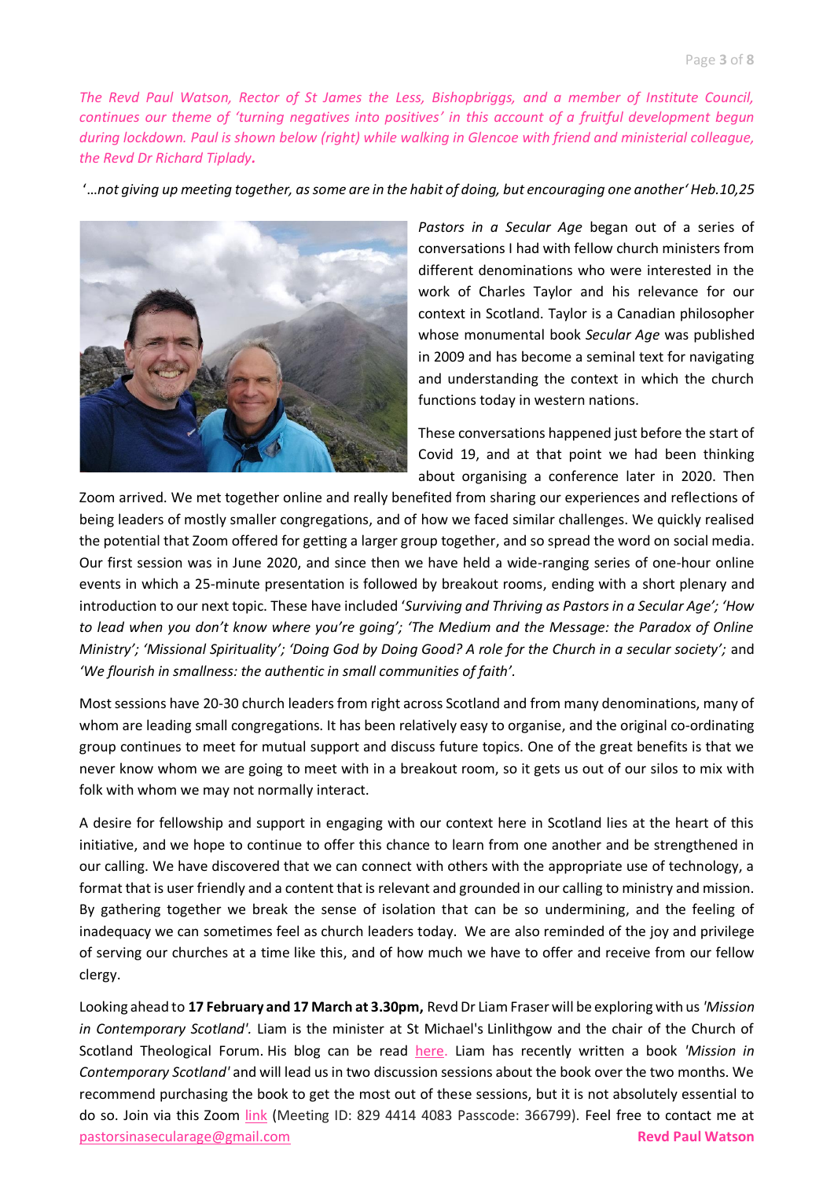*The Revd Paul Watson, Rector of St James the Less, Bishopbriggs, and a member of Institute Council, continues our theme of 'turning negatives into positives' in this account of a fruitful development begun during lockdown. Paul is shown below (right) while walking in Glencoe with friend and ministerial colleague, the Revd Dr Richard Tiplady.*

'*…not giving up meeting together, as some are in the habit of doing, but encouraging one another' Heb.10,25*

*Pastors in a Secular Age* began out of a series of conversations I had with fellow church ministers from different denominations who were interested in the work of Charles Taylor and his relevance for our context in Scotland. Taylor is a Canadian philosopher whose monumental book *Secular Age* was published in 2009 and has become a seminal text for navigating and understanding the context in which the church functions today in western nations.

These conversations happened just before the start of Covid 19, and at that point we had been thinking about organising a conference later in 2020. Then Zoom arrived. We met together online and really benefited from sharing our experiences and reflections of being leaders of mostly smaller congregations, and of how we faced similar challenges. We quickly realised the potential that Zoom offered for getting a larger group together, and so spread the word on social media. Our first session was in June 2020, and since then we have held a wide-ranging series of one-hour online events in which a 25-minute presentation is followed by breakout rooms, ending with a short plenary and introduction to our next topic. These have included '*Surviving and Thriving as Pastors in a Secular Age'; 'How to lead when you don't know where you're going'; 'The Medium and the Message: the Paradox of Online Ministry'; 'Missional Spirituality'; 'Doing God by Doing Good? A role for the Church in a secular society';* and *'We flourish in smallness: the authentic in small communities of faith'*.

Most sessions have 20-30 church leaders from right across Scotland and from many denominations, many of whom are leading small congregations. It has been relatively easy to organise, and the original co-ordinating group continues to meet for mutual support and discuss future topics. One of the great benefits is that we never know whom we are going to meet with in a breakout room, so it gets us out of our silos to mix with folk with whom we may not normally interact.

A desire for fellowship and support in engaging with our context here in Scotland lies at the heart of this initiative, and we hope to continue to offer this chance to learn from one another and be strengthened in our calling. We have discovered that we can connect with others with the appropriate use of technology, a format that is user friendly and a content that is relevant and grounded in our calling to ministry and mission. By gathering together we break the sense of isolation that can be so undermining, and the feeling of inadequacy we can sometimes feel as church leaders today. We are also reminded of the joy and privilege of serving our churches at a time like this, and of how much we have to offer and receive from our fellow clergy.

Looking ahead to **17 February and 17 March at 3.30pm,** Revd Dr Liam Fraser will be exploring with us *'Mission in Contemporary Scotland'.* Liam is the minister at St Michael's Linlithgow and the chair of the Church of Scotland Theological Forum. His blog can be read here. Liam has recently written a book *'Mission in Contemporary Scotland'* and will lead us in two discussion sessions about the book over the two months. We recommend purchasing the book to get the most out of these sessions, but it is not absolutely essential to do so. Join via this Zoom link (Meeting ID: 829 4414 4083 Passcode: 366799). Feel free to contact me at pastorsinasecularage@gmail.com

**Revd Paul Watson**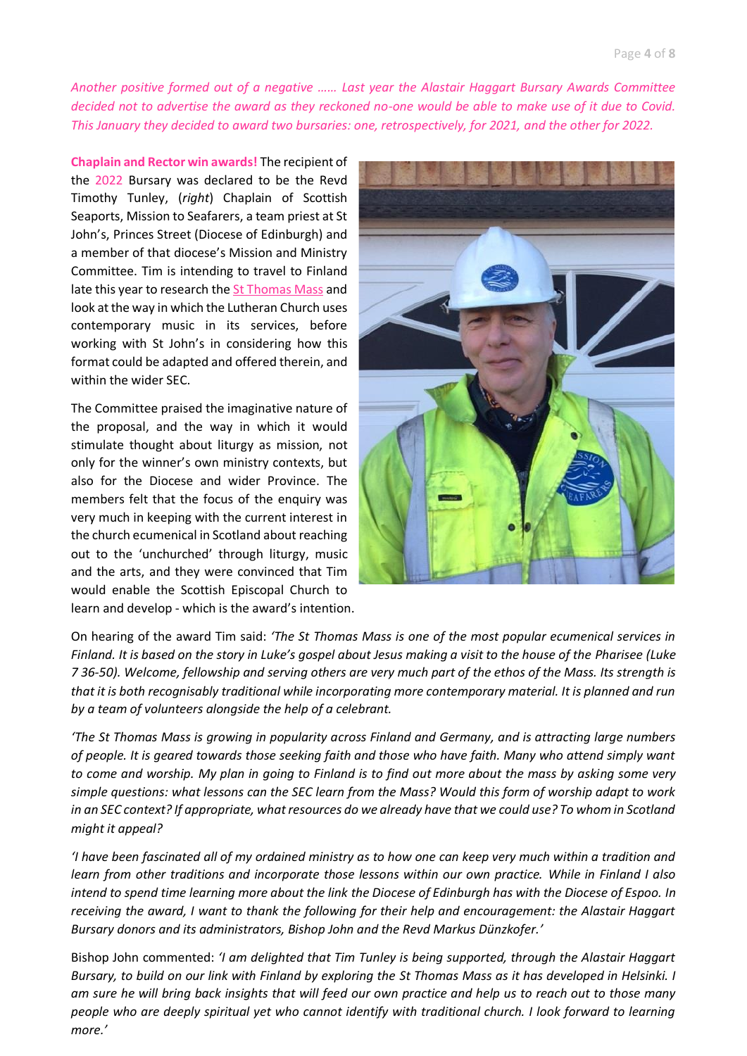*Another positive formed out of a negative …… Last year the Alastair Haggart Bursary Awards Committee decided not to advertise the award as they reckoned no-one would be able to make use of it due to Covid. This January they decided to award two bursaries: one, retrospectively, for 2021, and the other for 2022.*

**Chaplain and Rector win awards!** The recipient of the 2022 Bursary was declared to be the Revd Timothy Tunley, (*right*) Chaplain of Scottish Seaports, Mission to Seafarers, a team priest at St John's, Princes Street (Diocese of Edinburgh) and a member of that diocese's Mission and Ministry Committee. Tim is intending to travel to Finland late this year to research the St Thomas Mass and look at the way in which the Lutheran Church uses contemporary music in its services, before working with St John's in considering how this format could be adapted and offered therein, and within the wider SEC.

The Committee praised the imaginative nature of the proposal, and the way in which it would stimulate thought about liturgy as mission, not only for the winner's own ministry contexts, but also for the Diocese and wider Province. The members felt that the focus of the enquiry was very much in keeping with the current interest in the church ecumenical in Scotland about reaching out to the 'unchurched' through liturgy, music and the arts, and they were convinced that Tim would enable the Scottish Episcopal Church to learn and develop - which is the award's intention.

On hearing of the award Tim said: *'The St Thomas Mass is one of the most popular ecumenical services in Finland. It is based on the story in Luke's gospel about Jesus making a visit to the house of the Pharisee (Luke 7 36-50). Welcome, fellowship and serving others are very much part of the ethos of the Mass. Its strength is that it is both recognisably traditional while incorporating more contemporary material. It is planned and run by a team of volunteers alongside the help of a celebrant.*

*'The St Thomas Mass is growing in popularity across Finland and Germany, and is attracting large numbers of people. It is geared towards those seeking faith and those who have faith. Many who attend simply want to come and worship. My plan in going to Finland is to find out more about the mass by asking some very simple questions: what lessons can the SEC learn from the Mass? Would this form of worship adapt to work in an SEC context? If appropriate, what resources do we already have that we could use? To whom in Scotland might it appeal?*

*'I have been fascinated all of my ordained ministry as to how one can keep very much within a tradition and learn from other traditions and incorporate those lessons within our own practice. While in Finland I also intend to spend time learning more about the link the Diocese of Edinburgh has with the Diocese of Espoo. In receiving the award, I want to thank the following for their help and encouragement: the Alastair Haggart Bursary donors and its administrators, Bishop John and the Revd Markus Dünzkofer.'*

Bishop John commented: *'I am delighted that Tim Tunley is being supported, through the Alastair Haggart Bursary, to build on our link with Finland by exploring the St Thomas Mass as it has developed in Helsinki. I am sure he will bring back insights that will feed our own practice and help us to reach out to those many people who are deeply spiritual yet who cannot identify with traditional church. I look forward to learning more.'*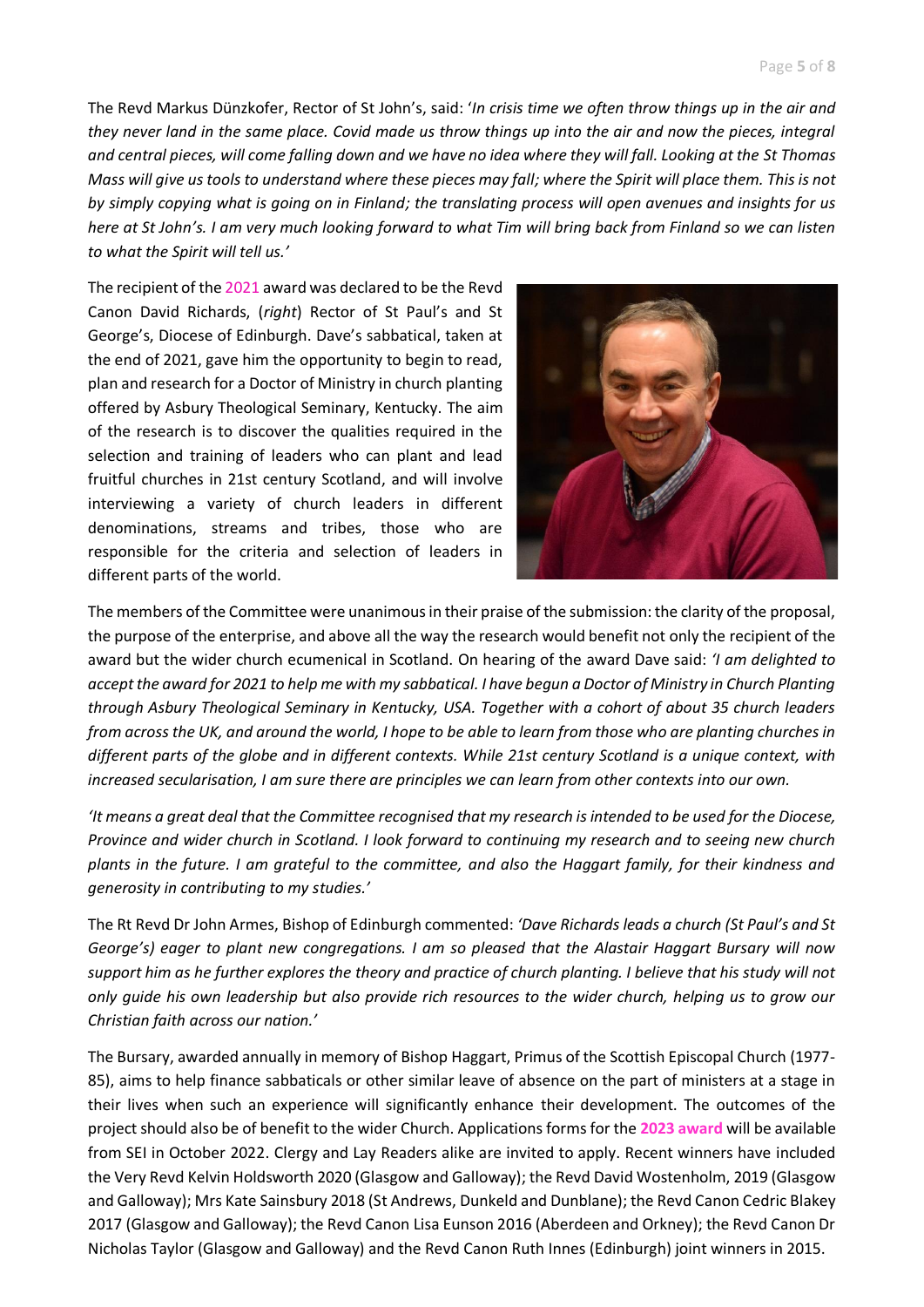The Revd Markus Dünzkofer, Rector of St John's, said: '*In crisis time we often throw things up in the air and they never land in the same place. Covid made us throw things up into the air and now the pieces, integral and central pieces, will come falling down and we have no idea where they will fall. Looking at the St Thomas Mass will give us tools to understand where these pieces may fall; where the Spirit will place them. This is not by simply copying what is going on in Finland; the translating process will open avenues and insights for us here at St John's. I am very much looking forward to what Tim will bring back from Finland so we can listen to what the Spirit will tell us.*'

The recipient of the 2021 award was declared to be the Revd Canon David Richards, (*right*) Rector of St Paul's and St George's, Diocese of Edinburgh. Dave's sabbatical, taken at the end of 2021, gave him the opportunity to begin to read, plan and research for a Doctor of Ministry in church planting offered by Asbury Theological Seminary, Kentucky. The aim of the research is to discover the qualities required in the selection and training of leaders who can plant and lead fruitful churches in 21st century Scotland, and will involve interviewing a variety of church leaders in different denominations, streams and tribes, those who are responsible for the criteria and selection of leaders in different parts of the world.

The members of the Committee were unanimous in their praise of the submission: the clarity of the proposal, the purpose of the enterprise, and above all the way the research would benefit not only the recipient of the award but the wider church ecumenical in Scotland. On hearing of the award Dave said: *'I am delighted to accept the award for 2021 to help me with my sabbatical. I have begun a Doctor of Ministry in Church Planting through Asbury Theological Seminary in Kentucky, USA. Together with a cohort of about 35 church leaders from across the UK, and around the world, I hope to be able to learn from those who are planting churches in different parts of the globe and in different contexts. While 21st century Scotland is a unique context, with increased secularisation, I am sure there are principles we can learn from other contexts into our own.*

*'It means a great deal that the Committee recognised that my research is intended to be used for the Diocese, Province and wider church in Scotland. I look forward to continuing my research and to seeing new church plants in the future. I am grateful to the committee, and also the Haggart family, for their kindness and generosity in contributing to my studies.'*

The Rt Revd Dr John Armes, Bishop of Edinburgh commented: *'Dave Richards leads a church (St Paul's and St George's) eager to plant new congregations. I am so pleased that the Alastair Haggart Bursary will now support him as he further explores the theory and practice of church planting. I believe that his study will not only guide his own leadership but also provide rich resources to the wider church, helping us to grow our Christian faith across our nation.'*

The Bursary, awarded annually in memory of Bishop Haggart, Primus of the Scottish Episcopal Church (1977-85), aims to help finance sabbaticals or other similar leave of absence on the part of ministers at a stage in their lives when such an experience will significantly enhance their development. The outcomes of the project should also be of benefit to the wider Church. Applications forms for the **2023 award** will be available from SEI in October 2022. Clergy and Lay Readers alike are invited to apply. Recent winners have included the Very Revd Kelvin Holdsworth 2020 (Glasgow and Galloway); the Revd David Wostenholm, 2019 (Glasgow and Galloway); Mrs Kate Sainsbury 2018 (St Andrews, Dunkeld and Dunblane); the Revd Canon Cedric Blakey 2017 (Glasgow and Galloway); the Revd Canon Lisa Eunson 2016 (Aberdeen and Orkney); the Revd Canon Dr Nicholas Taylor (Glasgow and Galloway) and the Revd Canon Ruth Innes (Edinburgh) joint winners in 2015.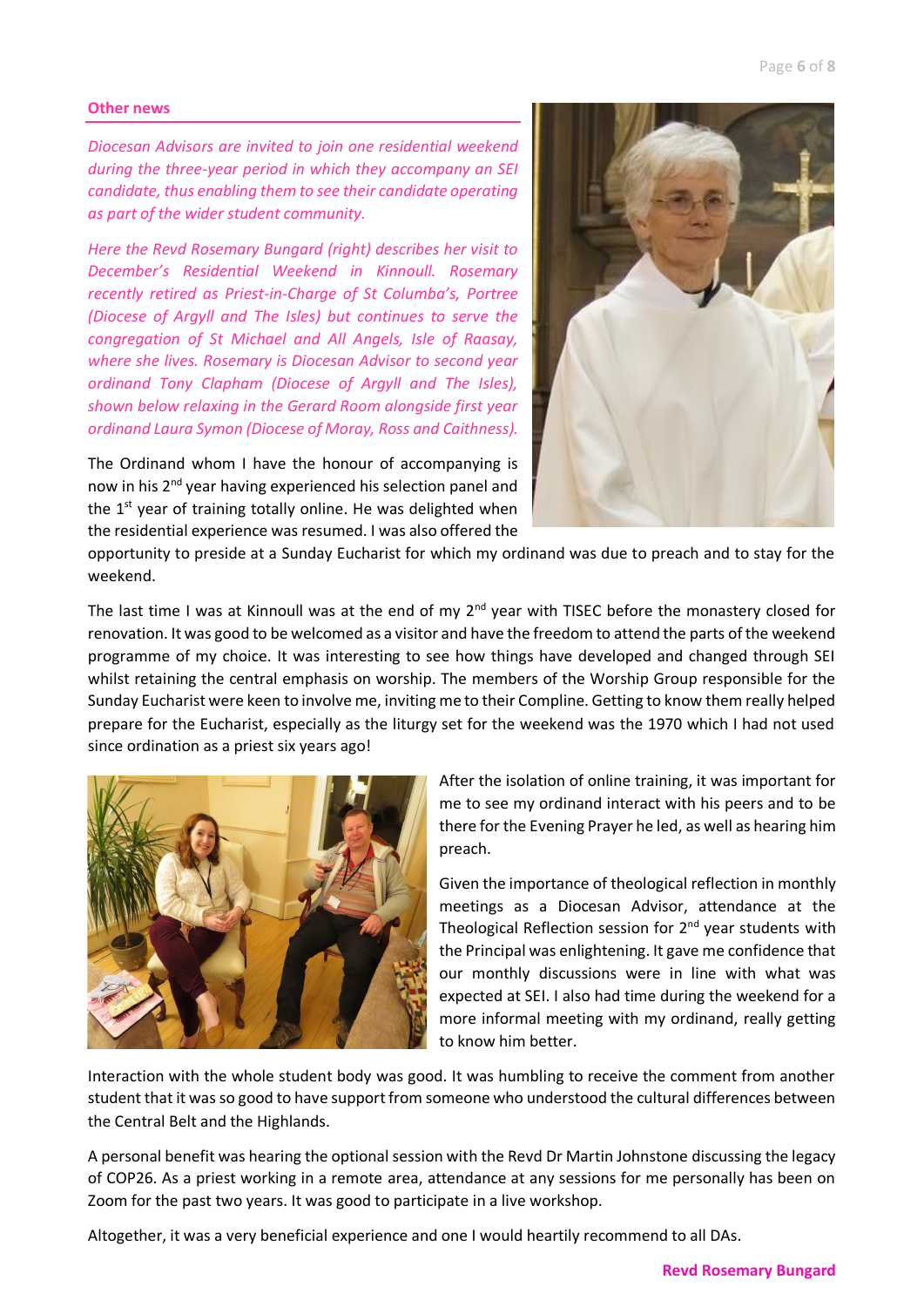## Other news

*Diocesan Advisors are invited to join one residential weekend during the three-year period in which they accompany an SEI candidate, thus enabling them to see their candidate operating as part of the wider student community.*

*Here the Revd Rosemary Bungard (right) describes her visit to December's Residential Weekend in Kinnoull. Rosemary recently retired as Priest-in-Charge of St Columba's, Portree (Diocese of Argyll and The Isles) but continues to serve the congregation of St Michael and All Angels, Isle of Raasay, where she lives. Rosemary is Diocesan Advisor to second year ordinand Tony Clapham (Diocese of Argyll and The Isles), shown below relaxing in the Gerard Room alongside first year ordinand Laura Symon (Diocese of Moray, Ross and Caithness).*

The Ordinand whom I have the honour of accompanying is now in his 2nd year having experienced his selection panel and the 1st year of training totally online. He was delighted when the residential experience was resumed. I was also offered the opportunity to preside at a Sunday Eucharist for which my ordinand was due to preach and to stay for the weekend.

The last time I was at Kinnoull was at the end of my 2nd year with TISEC before the monastery closed for renovation. It was good to be welcomed as a visitor and have the freedom to attend the parts of the weekend programme of my choice. It was interesting to see how things have developed and changed through SEI whilst retaining the central emphasis on worship. The members of the Worship Group responsible for the Sunday Eucharist were keen to involve me, inviting me to their Compline. Getting to know them really helped prepare for the Eucharist, especially as the liturgy set for the weekend was the 1970 which I had not used since ordination as a priest six years ago!

After the isolation of online training, it was important for me to see my ordinand interact with his peers and to be there for the Evening Prayer he led, as well as hearing him preach.

Given the importance of theological reflection in monthly meetings as a Diocesan Advisor, attendance at the Theological Reflection session for 2nd year students with the Principal was enlightening. It gave me confidence that our monthly discussions were in line with what was expected at SEI. I also had time during the weekend for a more informal meeting with my ordinand, really getting to know him better.

Interaction with the whole student body was good. It was humbling to receive the comment from another student that it was so good to have support from someone who understood the cultural differences between the Central Belt and the Highlands.

A personal benefit was hearing the optional session with the Revd Dr Martin Johnstone discussing the legacy of COP26. As a priest working in a remote area, attendance at any sessions for me personally has been on Zoom for the past two years. It was good to participate in a live workshop.

Altogether, it was a very beneficial experience and one I would heartily recommend to all DAs.

**Revd Rosemary Bungard**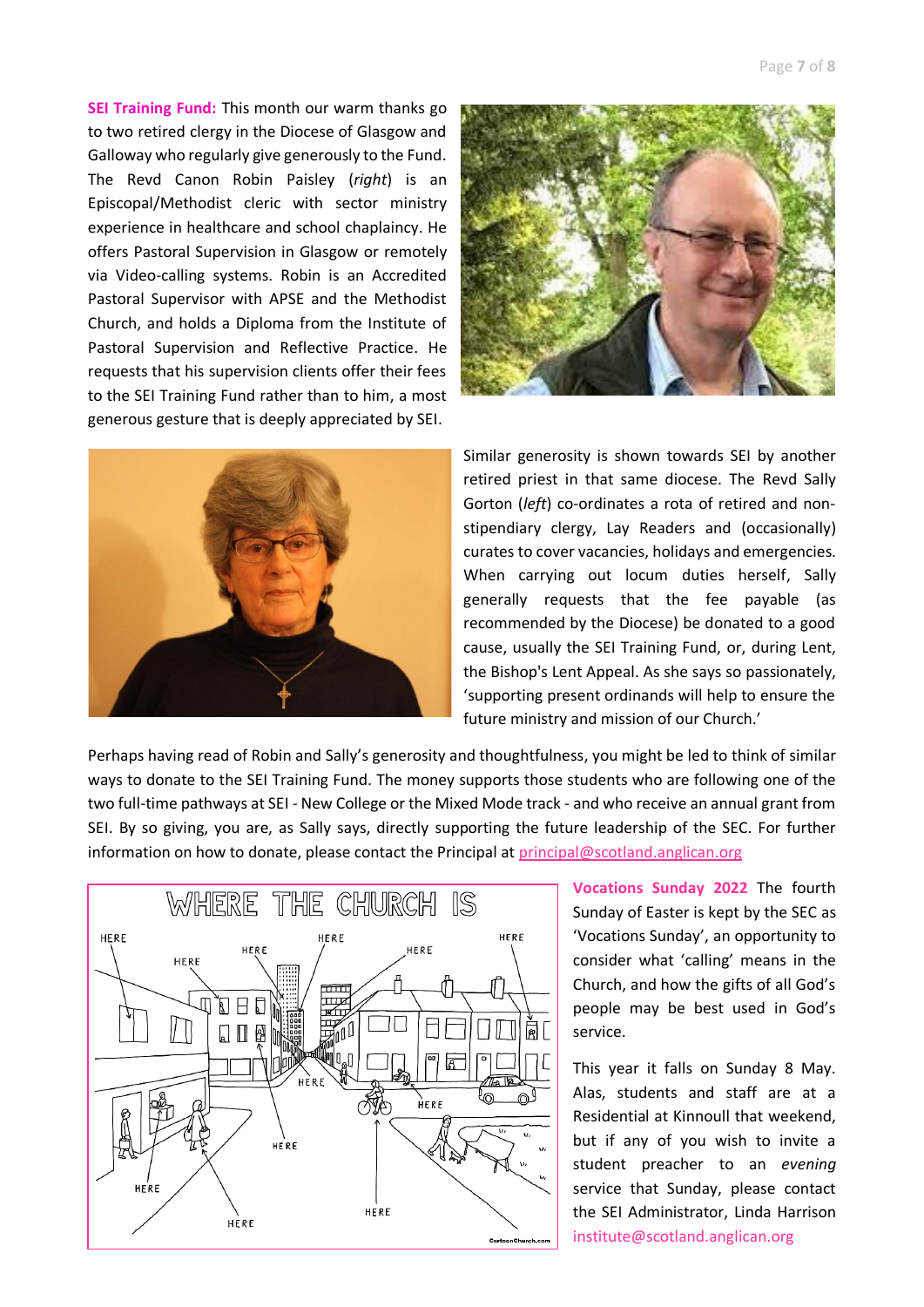**SEI Training Fund:** This month our warm thanks go to two retired clergy in the Diocese of Glasgow and Galloway who regularly give generously to the Fund. The Revd Canon Robin Paisley (*right*) is an Episcopal/Methodist cleric with sector ministry experience in healthcare and school chaplaincy. He offers Pastoral Supervision in Glasgow or remotely via Video-calling systems. Robin is an Accredited Pastoral Supervisor with APSE and the Methodist Church, and holds a Diploma from the Institute of Pastoral Supervision and Reflective Practice. He requests that his supervision clients offer their fees to the SEI Training Fund rather than to him, a most generous gesture that is deeply appreciated by SEI.

Similar generosity is shown towards SEI by another retired priest in that same diocese. The Revd Sally Gorton (*left*) co-ordinates a rota of retired and non-stipendiary clergy, Lay Readers and (occasionally) curates to cover vacancies, holidays and emergencies. When carrying out locum duties herself, Sally generally requests that the fee payable (as recommended by the Diocese) be donated to a good cause, usually the SEI Training Fund, or, during Lent, the Bishop's Lent Appeal. As she says so passionately, 'supporting present ordinands will help to ensure the future ministry and mission of our Church.'

Perhaps having read of Robin and Sally's generosity and thoughtfulness, you might be led to think of similar ways to donate to the SEI Training Fund. The money supports those students who are following one of the two full-time pathways at SEI - New College or the Mixed Mode track - and who receive an annual grant from SEI. By so giving, you are, as Sally says, directly supporting the future leadership of the SEC. For further information on how to donate, please contact the Principal at principal@scotland.anglican.org

**Vocations Sunday 2022** The fourth Sunday of Easter is kept by the SEC as 'Vocations Sunday', an opportunity to consider what 'calling' means in the Church, and how the gifts of all God's people may be best used in God's service.

This year it falls on Sunday 8 May. Alas, students and staff are at a Residential at Kinnoull that weekend, but if any of you wish to invite a student preacher to an *evening* service that Sunday, please contact the SEI Administrator, Linda Harrison institute@scotland.anglican.org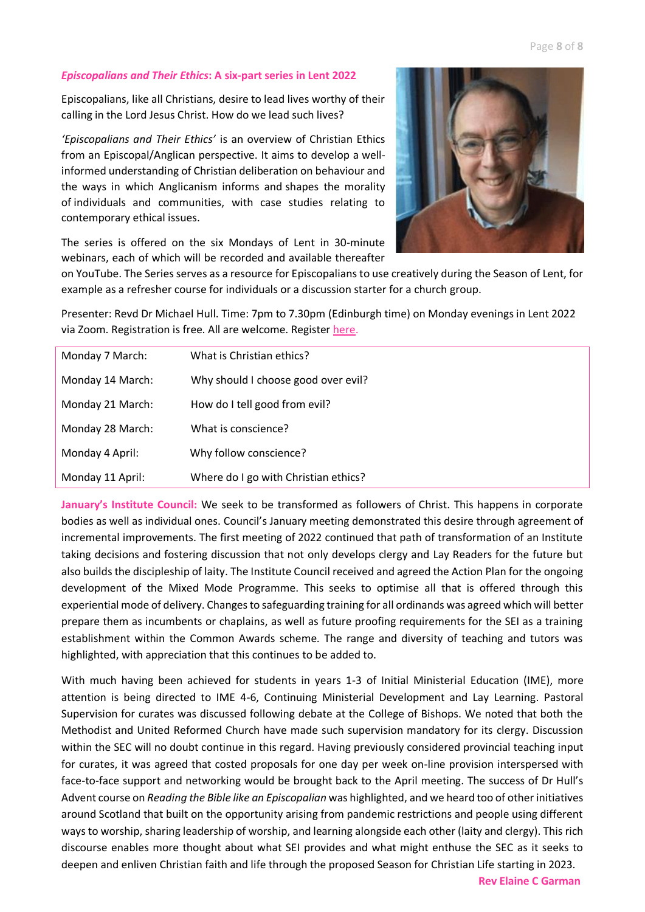### ***Episcopalians and Their Ethics*: A six-part series in Lent 2022**

Episcopalians, like all Christians, desire to lead lives worthy of their calling in the Lord Jesus Christ. How do we lead such lives?

*'Episcopalians and Their Ethics'* is an overview of Christian Ethics from an Episcopal/Anglican perspective. It aims to develop a well-informed understanding of Christian deliberation on behaviour and the ways in which Anglicanism informs and shapes the morality of individuals and communities, with case studies relating to contemporary ethical issues.

The series is offered on the six Mondays of Lent in 30-minute webinars, each of which will be recorded and available thereafter on YouTube. The Series serves as a resource for Episcopalians to use creatively during the Season of Lent, for example as a refresher course for individuals or a discussion starter for a church group.

Presenter: Revd Dr Michael Hull. Time: 7pm to 7.30pm (Edinburgh time) on Monday evenings in Lent 2022 via Zoom. Registration is free. All are welcome. Register here.

| | |
|---|---|
| Monday 7 March: | What is Christian ethics? |
| Monday 14 March: | Why should I choose good over evil? |
| Monday 21 March: | How do I tell good from evil? |
| Monday 28 March: | What is conscience? |
| Monday 4 April: | Why follow conscience? |
| Monday 11 April: | Where do I go with Christian ethics? |

**January's Institute Council:** We seek to be transformed as followers of Christ. This happens in corporate bodies as well as individual ones. Council's January meeting demonstrated this desire through agreement of incremental improvements. The first meeting of 2022 continued that path of transformation of an Institute taking decisions and fostering discussion that not only develops clergy and Lay Readers for the future but also builds the discipleship of laity. The Institute Council received and agreed the Action Plan for the ongoing development of the Mixed Mode Programme. This seeks to optimise all that is offered through this experiential mode of delivery. Changes to safeguarding training for all ordinands was agreed which will better prepare them as incumbents or chaplains, as well as future proofing requirements for the SEI as a training establishment within the Common Awards scheme. The range and diversity of teaching and tutors was highlighted, with appreciation that this continues to be added to.

With much having been achieved for students in years 1-3 of Initial Ministerial Education (IME), more attention is being directed to IME 4-6, Continuing Ministerial Development and Lay Learning. Pastoral Supervision for curates was discussed following debate at the College of Bishops. We noted that both the Methodist and United Reformed Church have made such supervision mandatory for its clergy. Discussion within the SEC will no doubt continue in this regard. Having previously considered provincial teaching input for curates, it was agreed that costed proposals for one day per week on-line provision interspersed with face-to-face support and networking would be brought back to the April meeting. The success of Dr Hull's Advent course on *Reading the Bible like an Episcopalian* was highlighted, and we heard too of other initiatives around Scotland that built on the opportunity arising from pandemic restrictions and people using different ways to worship, sharing leadership of worship, and learning alongside each other (laity and clergy). This rich discourse enables more thought about what SEI provides and what might enthuse the SEC as it seeks to deepen and enliven Christian faith and life through the proposed Season for Christian Life starting in 2023.

**Rev Elaine C Garman**